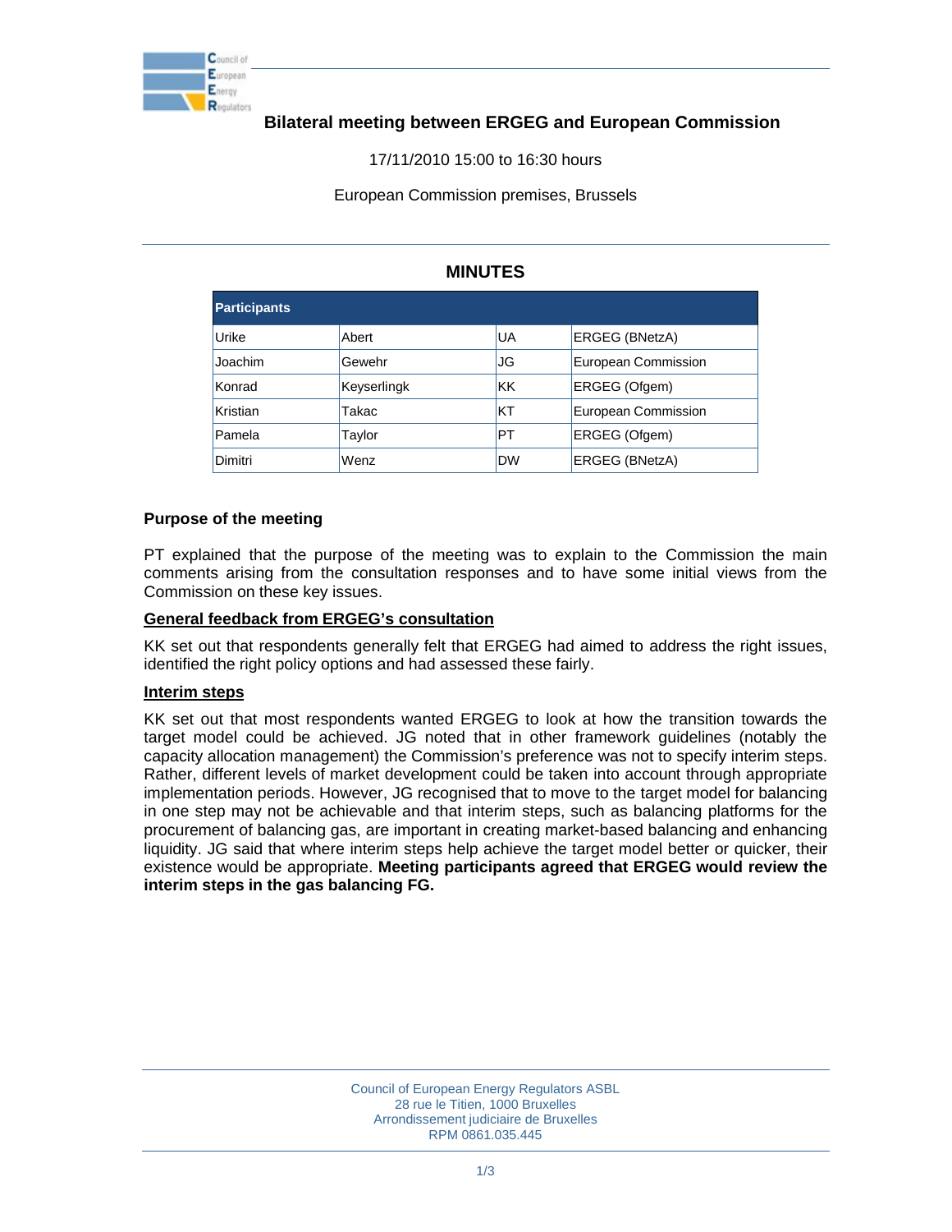# Bilateral meeting between ERGEG and European Commission

17/11/2010 15:00 to 16:30 hours

European Commission premises, Brussels

## MINUTES

| Participants | | | |
|---|---|---|---|
| Urike | Abert | UA | ERGEG (BNetzA) |
| Joachim | Gewehr | JG | European Commission |
| Konrad | Keyserlingk | KK | ERGEG (Ofgem) |
| Kristian | Takac | KT | European Commission |
| Pamela | Taylor | PT | ERGEG (Ofgem) |
| Dimitri | Wenz | DW | ERGEG (BNetzA) |

### Purpose of the meeting

PT explained that the purpose of the meeting was to explain to the Commission the main comments arising from the consultation responses and to have some initial views from the Commission on these key issues.

**General feedback from ERGEG's consultation**

KK set out that respondents generally felt that ERGEG had aimed to address the right issues, identified the right policy options and had assessed these fairly.

**Interim steps**

KK set out that most respondents wanted ERGEG to look at how the transition towards the target model could be achieved. JG noted that in other framework guidelines (notably the capacity allocation management) the Commission's preference was not to specify interim steps. Rather, different levels of market development could be taken into account through appropriate implementation periods. However, JG recognised that to move to the target model for balancing in one step may not be achievable and that interim steps, such as balancing platforms for the procurement of balancing gas, are important in creating market-based balancing and enhancing liquidity. JG said that where interim steps help achieve the target model better or quicker, their existence would be appropriate. **Meeting participants agreed that ERGEG would review the interim steps in the gas balancing FG.**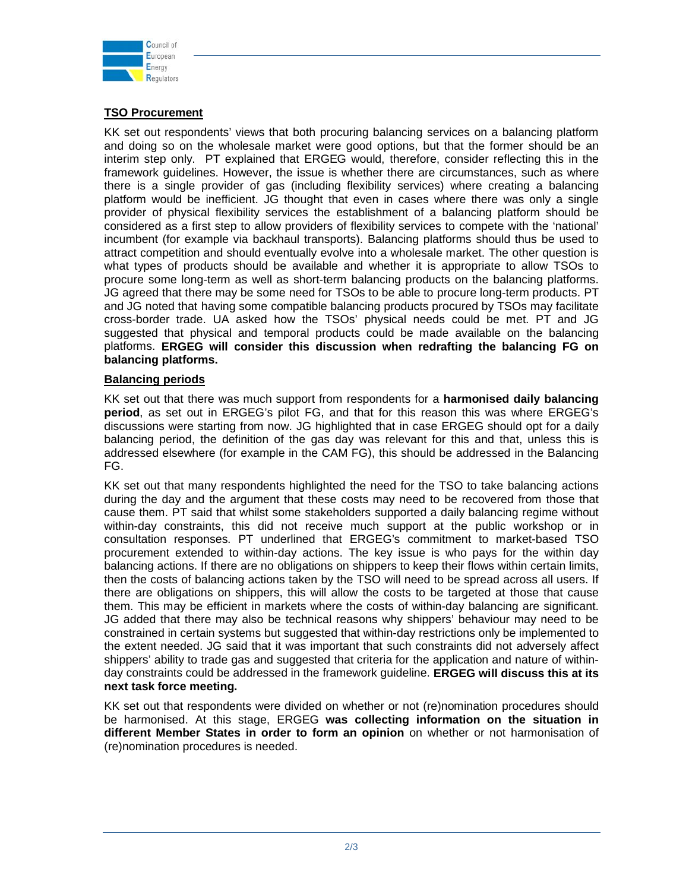**TSO Procurement**

KK set out respondents' views that both procuring balancing services on a balancing platform and doing so on the wholesale market were good options, but that the former should be an interim step only. PT explained that ERGEG would, therefore, consider reflecting this in the framework guidelines. However, the issue is whether there are circumstances, such as where there is a single provider of gas (including flexibility services) where creating a balancing platform would be inefficient. JG thought that even in cases where there was only a single provider of physical flexibility services the establishment of a balancing platform should be considered as a first step to allow providers of flexibility services to compete with the 'national' incumbent (for example via backhaul transports). Balancing platforms should thus be used to attract competition and should eventually evolve into a wholesale market. The other question is what types of products should be available and whether it is appropriate to allow TSOs to procure some long-term as well as short-term balancing products on the balancing platforms. JG agreed that there may be some need for TSOs to be able to procure long-term products. PT and JG noted that having some compatible balancing products procured by TSOs may facilitate cross-border trade. UA asked how the TSOs' physical needs could be met. PT and JG suggested that physical and temporal products could be made available on the balancing platforms. **ERGEG will consider this discussion when redrafting the balancing FG on balancing platforms.**

**Balancing periods**

KK set out that there was much support from respondents for a **harmonised daily balancing period**, as set out in ERGEG's pilot FG, and that for this reason this was where ERGEG's discussions were starting from now. JG highlighted that in case ERGEG should opt for a daily balancing period, the definition of the gas day was relevant for this and that, unless this is addressed elsewhere (for example in the CAM FG), this should be addressed in the Balancing FG.

KK set out that many respondents highlighted the need for the TSO to take balancing actions during the day and the argument that these costs may need to be recovered from those that cause them. PT said that whilst some stakeholders supported a daily balancing regime without within-day constraints, this did not receive much support at the public workshop or in consultation responses. PT underlined that ERGEG's commitment to market-based TSO procurement extended to within-day actions. The key issue is who pays for the within day balancing actions. If there are no obligations on shippers to keep their flows within certain limits, then the costs of balancing actions taken by the TSO will need to be spread across all users. If there are obligations on shippers, this will allow the costs to be targeted at those that cause them. This may be efficient in markets where the costs of within-day balancing are significant. JG added that there may also be technical reasons why shippers' behaviour may need to be constrained in certain systems but suggested that within-day restrictions only be implemented to the extent needed. JG said that it was important that such constraints did not adversely affect shippers' ability to trade gas and suggested that criteria for the application and nature of within-day constraints could be addressed in the framework guideline. **ERGEG will discuss this at its next task force meeting.**

KK set out that respondents were divided on whether or not (re)nomination procedures should be harmonised. At this stage, ERGEG **was collecting information on the situation in different Member States in order to form an opinion** on whether or not harmonisation of (re)nomination procedures is needed.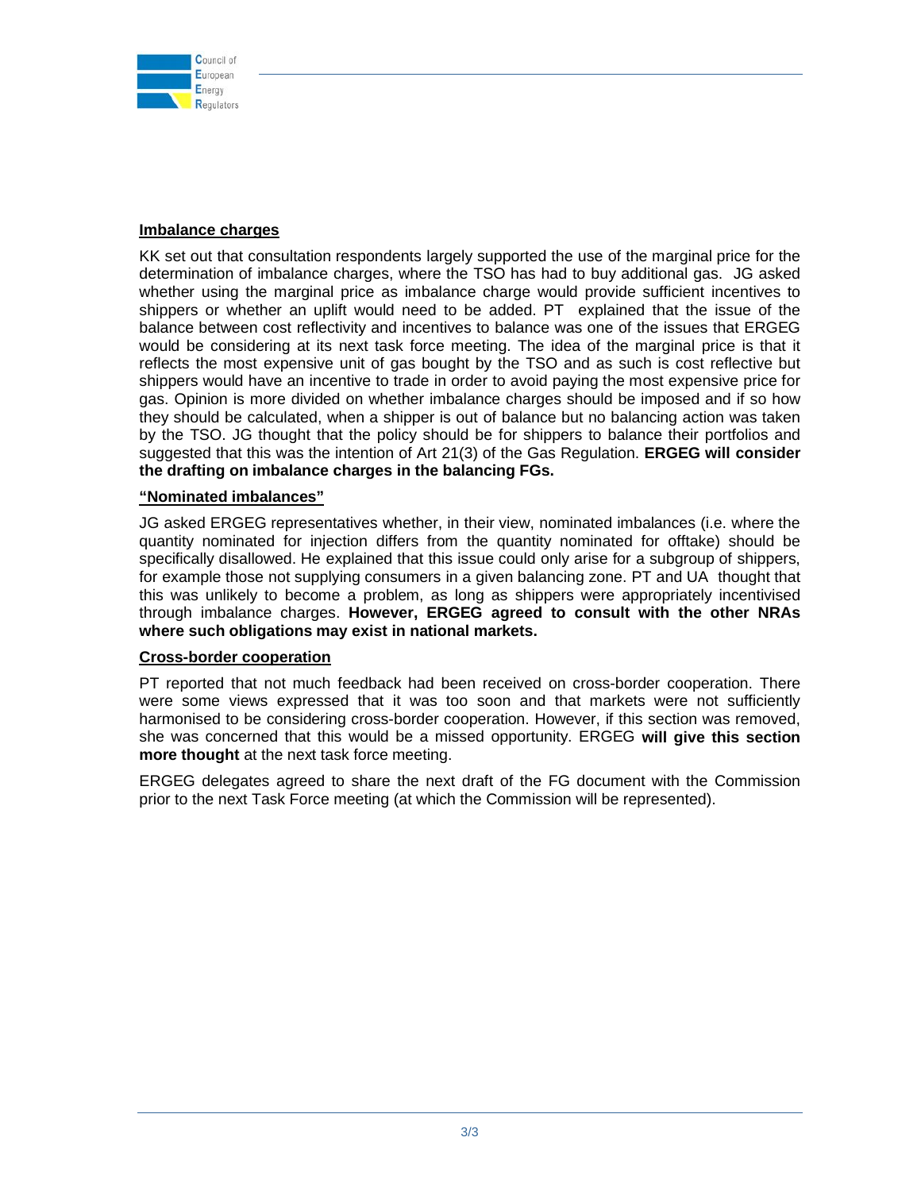**Imbalance charges**

KK set out that consultation respondents largely supported the use of the marginal price for the determination of imbalance charges, where the TSO has had to buy additional gas. JG asked whether using the marginal price as imbalance charge would provide sufficient incentives to shippers or whether an uplift would need to be added. PT explained that the issue of the balance between cost reflectivity and incentives to balance was one of the issues that ERGEG would be considering at its next task force meeting. The idea of the marginal price is that it reflects the most expensive unit of gas bought by the TSO and as such is cost reflective but shippers would have an incentive to trade in order to avoid paying the most expensive price for gas. Opinion is more divided on whether imbalance charges should be imposed and if so how they should be calculated, when a shipper is out of balance but no balancing action was taken by the TSO. JG thought that the policy should be for shippers to balance their portfolios and suggested that this was the intention of Art 21(3) of the Gas Regulation. **ERGEG will consider the drafting on imbalance charges in the balancing FGs.**

**"Nominated imbalances"**

JG asked ERGEG representatives whether, in their view, nominated imbalances (i.e. where the quantity nominated for injection differs from the quantity nominated for offtake) should be specifically disallowed. He explained that this issue could only arise for a subgroup of shippers, for example those not supplying consumers in a given balancing zone. PT and UA thought that this was unlikely to become a problem, as long as shippers were appropriately incentivised through imbalance charges. **However, ERGEG agreed to consult with the other NRAs where such obligations may exist in national markets.**

**Cross-border cooperation**

PT reported that not much feedback had been received on cross-border cooperation. There were some views expressed that it was too soon and that markets were not sufficiently harmonised to be considering cross-border cooperation. However, if this section was removed, she was concerned that this would be a missed opportunity. ERGEG **will give this section more thought** at the next task force meeting.

ERGEG delegates agreed to share the next draft of the FG document with the Commission prior to the next Task Force meeting (at which the Commission will be represented).